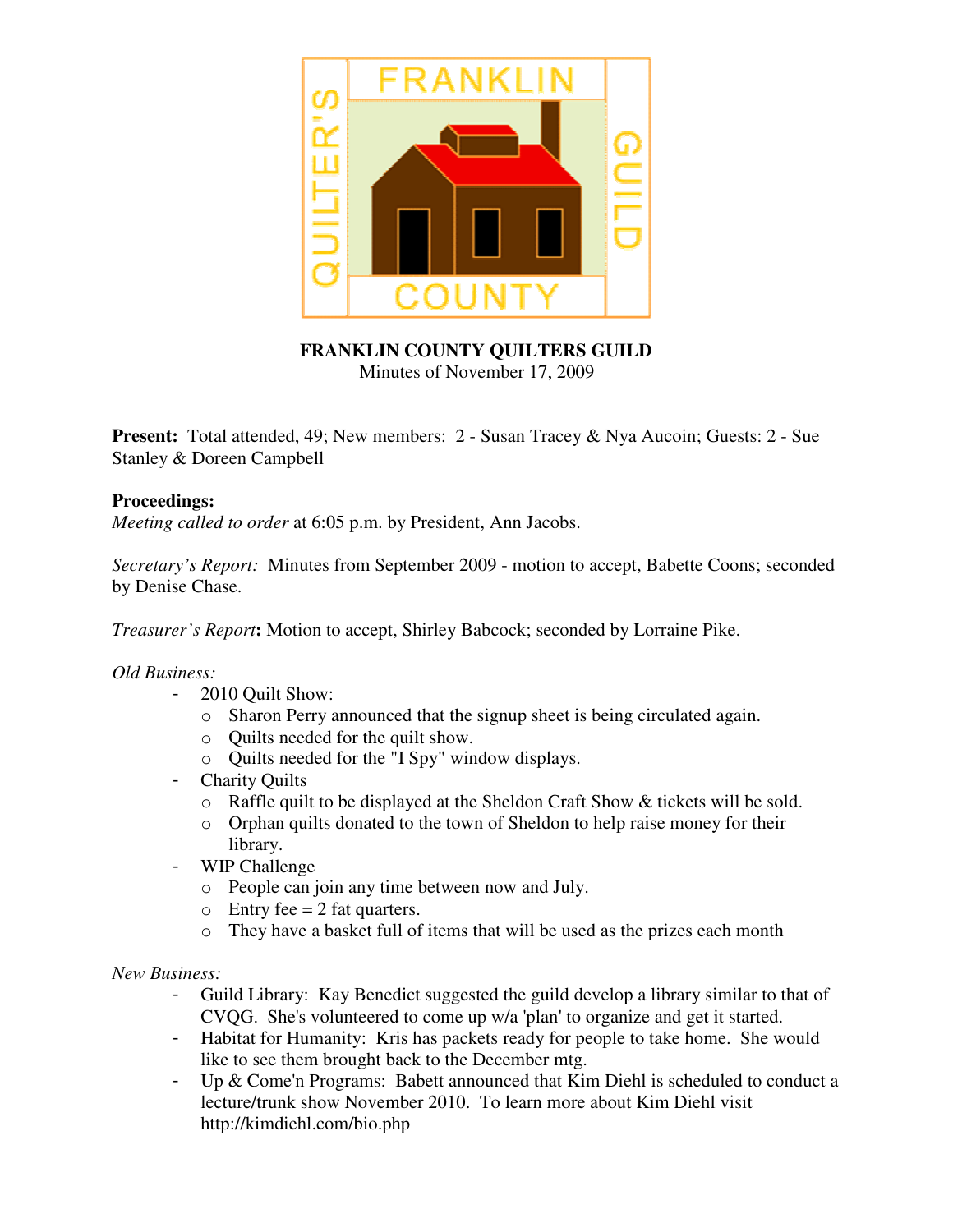# FRANKLIN COUNTY QUILTERS GUILD

Minutes of November 17, 2009

**Present:** Total attended, 49; New members: 2 - Susan Tracey & Nya Aucoin; Guests: 2 - Sue Stanley & Doreen Campbell

**Proceedings:**

*Meeting called to order* at 6:05 p.m. by President, Ann Jacobs.

*Secretary's Report:* Minutes from September 2009 - motion to accept, Babette Coons; seconded by Denise Chase.

*Treasurer's Report***:** Motion to accept, Shirley Babcock; seconded by Lorraine Pike.

*Old Business:*

- 2010 Quilt Show:
  - Sharon Perry announced that the signup sheet is being circulated again.
  - Quilts needed for the quilt show.
  - Quilts needed for the "I Spy" window displays.
- Charity Quilts
  - Raffle quilt to be displayed at the Sheldon Craft Show & tickets will be sold.
  - Orphan quilts donated to the town of Sheldon to help raise money for their library.
- WIP Challenge
  - People can join any time between now and July.
  - Entry fee = 2 fat quarters.
  - They have a basket full of items that will be used as the prizes each month

*New Business:*

- Guild Library: Kay Benedict suggested the guild develop a library similar to that of CVQG. She's volunteered to come up w/a 'plan' to organize and get it started.
- Habitat for Humanity: Kris has packets ready for people to take home. She would like to see them brought back to the December mtg.
- Up & Come'n Programs: Babett announced that Kim Diehl is scheduled to conduct a lecture/trunk show November 2010. To learn more about Kim Diehl visit http://kimdiehl.com/bio.php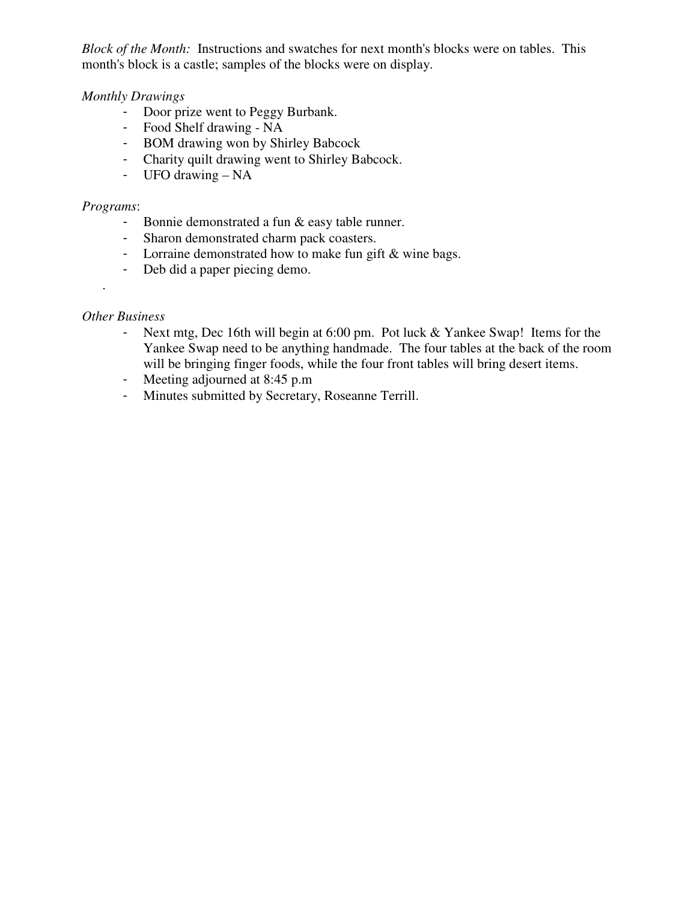*Block of the Month:* Instructions and swatches for next month's blocks were on tables. This month's block is a castle; samples of the blocks were on display.

*Monthly Drawings*

- Door prize went to Peggy Burbank.
- Food Shelf drawing - NA
- BOM drawing won by Shirley Babcock
- Charity quilt drawing went to Shirley Babcock.
- UFO drawing – NA

*Programs*:

- Bonnie demonstrated a fun & easy table runner.
- Sharon demonstrated charm pack coasters.
- Lorraine demonstrated how to make fun gift & wine bags.
- Deb did a paper piecing demo.

.

*Other Business*

- Next mtg, Dec 16th will begin at 6:00 pm. Pot luck & Yankee Swap! Items for the Yankee Swap need to be anything handmade. The four tables at the back of the room will be bringing finger foods, while the four front tables will bring desert items.
- Meeting adjourned at 8:45 p.m
- Minutes submitted by Secretary, Roseanne Terrill.